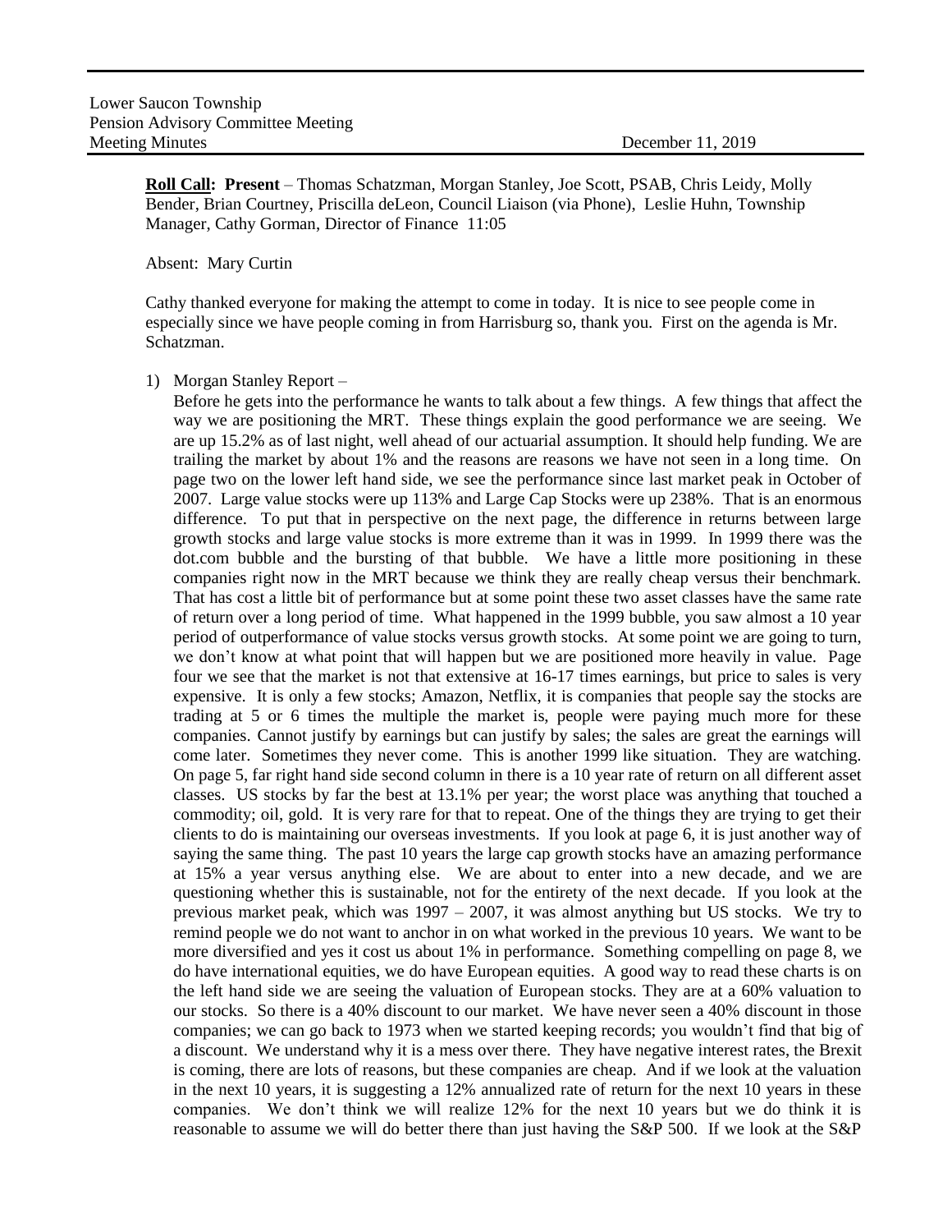Lower Saucon Township
Pension Advisory Committee Meeting
Meeting Minutes December 11, 2019

**Roll Call: Present** – Thomas Schatzman, Morgan Stanley, Joe Scott, PSAB, Chris Leidy, Molly Bender, Brian Courtney, Priscilla deLeon, Council Liaison (via Phone), Leslie Huhn, Township Manager, Cathy Gorman, Director of Finance 11:05

Absent: Mary Curtin

Cathy thanked everyone for making the attempt to come in today. It is nice to see people come in especially since we have people coming in from Harrisburg so, thank you. First on the agenda is Mr. Schatzman.

1) Morgan Stanley Report –

   Before he gets into the performance he wants to talk about a few things. A few things that affect the way we are positioning the MRT. These things explain the good performance we are seeing. We are up 15.2% as of last night, well ahead of our actuarial assumption. It should help funding. We are trailing the market by about 1% and the reasons are reasons we have not seen in a long time. On page two on the lower left hand side, we see the performance since last market peak in October of 2007. Large value stocks were up 113% and Large Cap Stocks were up 238%. That is an enormous difference. To put that in perspective on the next page, the difference in returns between large growth stocks and large value stocks is more extreme than it was in 1999. In 1999 there was the dot.com bubble and the bursting of that bubble. We have a little more positioning in these companies right now in the MRT because we think they are really cheap versus their benchmark. That has cost a little bit of performance but at some point these two asset classes have the same rate of return over a long period of time. What happened in the 1999 bubble, you saw almost a 10 year period of outperformance of value stocks versus growth stocks. At some point we are going to turn, we don't know at what point that will happen but we are positioned more heavily in value. Page four we see that the market is not that extensive at 16-17 times earnings, but price to sales is very expensive. It is only a few stocks; Amazon, Netflix, it is companies that people say the stocks are trading at 5 or 6 times the multiple the market is, people were paying much more for these companies. Cannot justify by earnings but can justify by sales; the sales are great the earnings will come later. Sometimes they never come. This is another 1999 like situation. They are watching. On page 5, far right hand side second column in there is a 10 year rate of return on all different asset classes. US stocks by far the best at 13.1% per year; the worst place was anything that touched a commodity; oil, gold. It is very rare for that to repeat. One of the things they are trying to get their clients to do is maintaining our overseas investments. If you look at page 6, it is just another way of saying the same thing. The past 10 years the large cap growth stocks have an amazing performance at 15% a year versus anything else. We are about to enter into a new decade, and we are questioning whether this is sustainable, not for the entirety of the next decade. If you look at the previous market peak, which was 1997 – 2007, it was almost anything but US stocks. We try to remind people we do not want to anchor in on what worked in the previous 10 years. We want to be more diversified and yes it cost us about 1% in performance. Something compelling on page 8, we do have international equities, we do have European equities. A good way to read these charts is on the left hand side we are seeing the valuation of European stocks. They are at a 60% valuation to our stocks. So there is a 40% discount to our market. We have never seen a 40% discount in those companies; we can go back to 1973 when we started keeping records; you wouldn't find that big of a discount. We understand why it is a mess over there. They have negative interest rates, the Brexit is coming, there are lots of reasons, but these companies are cheap. And if we look at the valuation in the next 10 years, it is suggesting a 12% annualized rate of return for the next 10 years in these companies. We don't think we will realize 12% for the next 10 years but we do think it is reasonable to assume we will do better there than just having the S&P 500. If we look at the S&P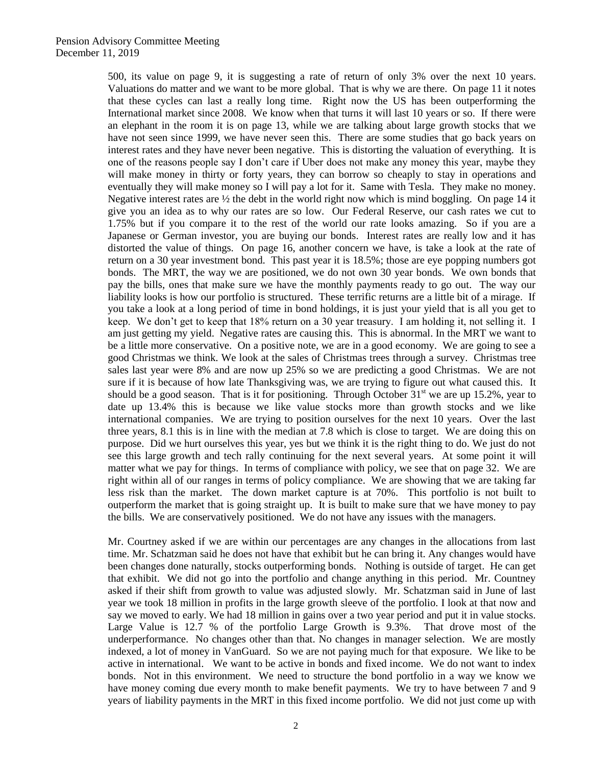500, its value on page 9, it is suggesting a rate of return of only 3% over the next 10 years. Valuations do matter and we want to be more global. That is why we are there. On page 11 it notes that these cycles can last a really long time. Right now the US has been outperforming the International market since 2008. We know when that turns it will last 10 years or so. If there were an elephant in the room it is on page 13, while we are talking about large growth stocks that we have not seen since 1999, we have never seen this. There are some studies that go back years on interest rates and they have never been negative. This is distorting the valuation of everything. It is one of the reasons people say I don't care if Uber does not make any money this year, maybe they will make money in thirty or forty years, they can borrow so cheaply to stay in operations and eventually they will make money so I will pay a lot for it. Same with Tesla. They make no money. Negative interest rates are ½ the debt in the world right now which is mind boggling. On page 14 it give you an idea as to why our rates are so low. Our Federal Reserve, our cash rates we cut to 1.75% but if you compare it to the rest of the world our rate looks amazing. So if you are a Japanese or German investor, you are buying our bonds. Interest rates are really low and it has distorted the value of things. On page 16, another concern we have, is take a look at the rate of return on a 30 year investment bond. This past year it is 18.5%; those are eye popping numbers got bonds. The MRT, the way we are positioned, we do not own 30 year bonds. We own bonds that pay the bills, ones that make sure we have the monthly payments ready to go out. The way our liability looks is how our portfolio is structured. These terrific returns are a little bit of a mirage. If you take a look at a long period of time in bond holdings, it is just your yield that is all you get to keep. We don't get to keep that 18% return on a 30 year treasury. I am holding it, not selling it. I am just getting my yield. Negative rates are causing this. This is abnormal. In the MRT we want to be a little more conservative. On a positive note, we are in a good economy. We are going to see a good Christmas we think. We look at the sales of Christmas trees through a survey. Christmas tree sales last year were 8% and are now up 25% so we are predicting a good Christmas. We are not sure if it is because of how late Thanksgiving was, we are trying to figure out what caused this. It should be a good season. That is it for positioning. Through October 31st we are up 15.2%, year to date up 13.4% this is because we like value stocks more than growth stocks and we like international companies. We are trying to position ourselves for the next 10 years. Over the last three years, 8.1 this is in line with the median at 7.8 which is close to target. We are doing this on purpose. Did we hurt ourselves this year, yes but we think it is the right thing to do. We just do not see this large growth and tech rally continuing for the next several years. At some point it will matter what we pay for things. In terms of compliance with policy, we see that on page 32. We are right within all of our ranges in terms of policy compliance. We are showing that we are taking far less risk than the market. The down market capture is at 70%. This portfolio is not built to outperform the market that is going straight up. It is built to make sure that we have money to pay the bills. We are conservatively positioned. We do not have any issues with the managers.

Mr. Courtney asked if we are within our percentages are any changes in the allocations from last time. Mr. Schatzman said he does not have that exhibit but he can bring it. Any changes would have been changes done naturally, stocks outperforming bonds. Nothing is outside of target. He can get that exhibit. We did not go into the portfolio and change anything in this period. Mr. Countney asked if their shift from growth to value was adjusted slowly. Mr. Schatzman said in June of last year we took 18 million in profits in the large growth sleeve of the portfolio. I look at that now and say we moved to early. We had 18 million in gains over a two year period and put it in value stocks. Large Value is 12.7 % of the portfolio Large Growth is 9.3%. That drove most of the underperformance. No changes other than that. No changes in manager selection. We are mostly indexed, a lot of money in VanGuard. So we are not paying much for that exposure. We like to be active in international. We want to be active in bonds and fixed income. We do not want to index bonds. Not in this environment. We need to structure the bond portfolio in a way we know we have money coming due every month to make benefit payments. We try to have between 7 and 9 years of liability payments in the MRT in this fixed income portfolio. We did not just come up with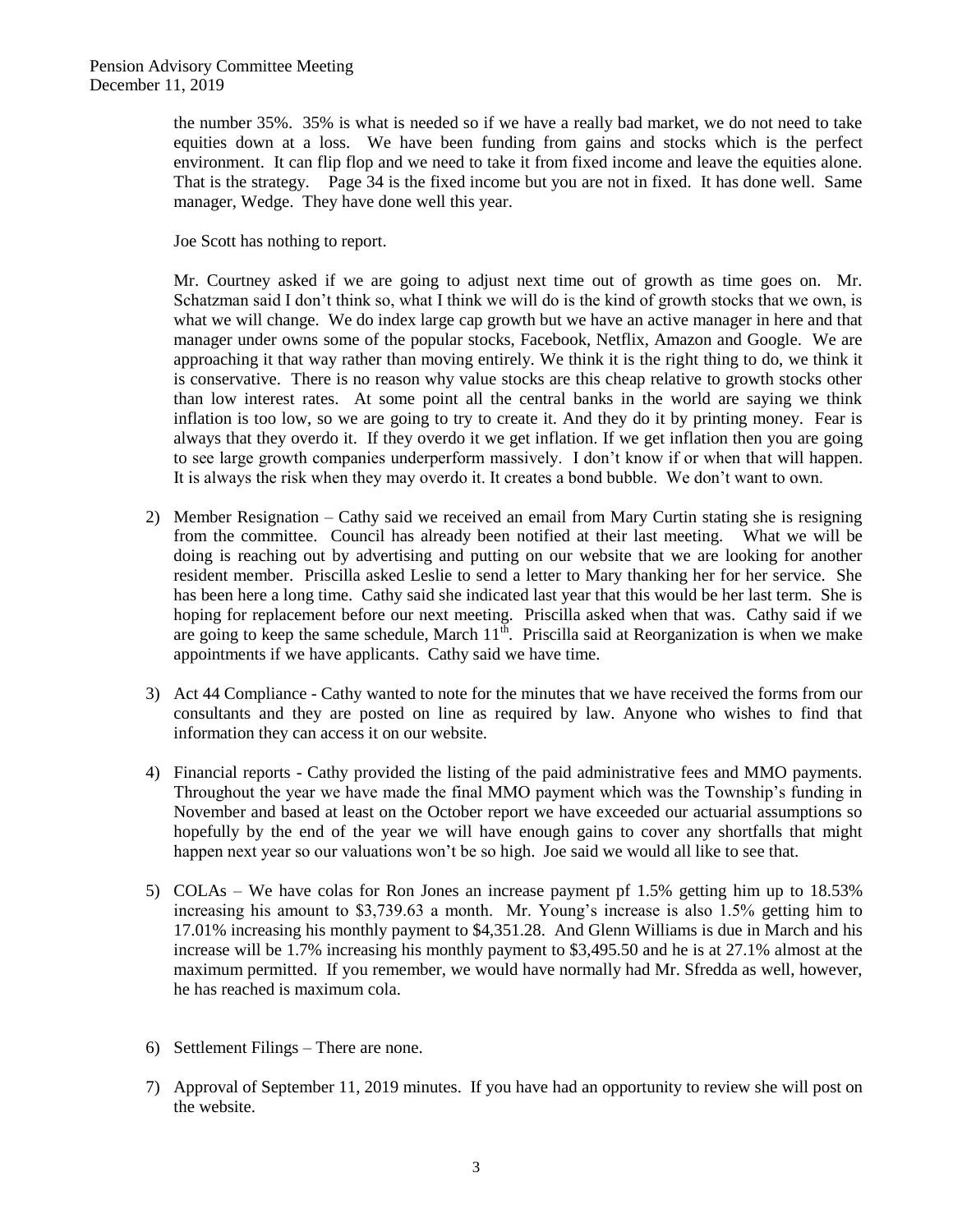the number 35%. 35% is what is needed so if we have a really bad market, we do not need to take equities down at a loss. We have been funding from gains and stocks which is the perfect environment. It can flip flop and we need to take it from fixed income and leave the equities alone. That is the strategy. Page 34 is the fixed income but you are not in fixed. It has done well. Same manager, Wedge. They have done well this year.

Joe Scott has nothing to report.

Mr. Courtney asked if we are going to adjust next time out of growth as time goes on. Mr. Schatzman said I don't think so, what I think we will do is the kind of growth stocks that we own, is what we will change. We do index large cap growth but we have an active manager in here and that manager under owns some of the popular stocks, Facebook, Netflix, Amazon and Google. We are approaching it that way rather than moving entirely. We think it is the right thing to do, we think it is conservative. There is no reason why value stocks are this cheap relative to growth stocks other than low interest rates. At some point all the central banks in the world are saying we think inflation is too low, so we are going to try to create it. And they do it by printing money. Fear is always that they overdo it. If they overdo it we get inflation. If we get inflation then you are going to see large growth companies underperform massively. I don't know if or when that will happen. It is always the risk when they may overdo it. It creates a bond bubble. We don't want to own.

2) Member Resignation – Cathy said we received an email from Mary Curtin stating she is resigning from the committee. Council has already been notified at their last meeting. What we will be doing is reaching out by advertising and putting on our website that we are looking for another resident member. Priscilla asked Leslie to send a letter to Mary thanking her for her service. She has been here a long time. Cathy said she indicated last year that this would be her last term. She is hoping for replacement before our next meeting. Priscilla asked when that was. Cathy said if we are going to keep the same schedule, March 11th. Priscilla said at Reorganization is when we make appointments if we have applicants. Cathy said we have time.

3) Act 44 Compliance - Cathy wanted to note for the minutes that we have received the forms from our consultants and they are posted on line as required by law. Anyone who wishes to find that information they can access it on our website.

4) Financial reports - Cathy provided the listing of the paid administrative fees and MMO payments. Throughout the year we have made the final MMO payment which was the Township's funding in November and based at least on the October report we have exceeded our actuarial assumptions so hopefully by the end of the year we will have enough gains to cover any shortfalls that might happen next year so our valuations won't be so high. Joe said we would all like to see that.

5) COLAs – We have colas for Ron Jones an increase payment pf 1.5% getting him up to 18.53% increasing his amount to $3,739.63 a month. Mr. Young's increase is also 1.5% getting him to 17.01% increasing his monthly payment to $4,351.28. And Glenn Williams is due in March and his increase will be 1.7% increasing his monthly payment to $3,495.50 and he is at 27.1% almost at the maximum permitted. If you remember, we would have normally had Mr. Sfredda as well, however, he has reached is maximum cola.

6) Settlement Filings – There are none.

7) Approval of September 11, 2019 minutes. If you have had an opportunity to review she will post on the website.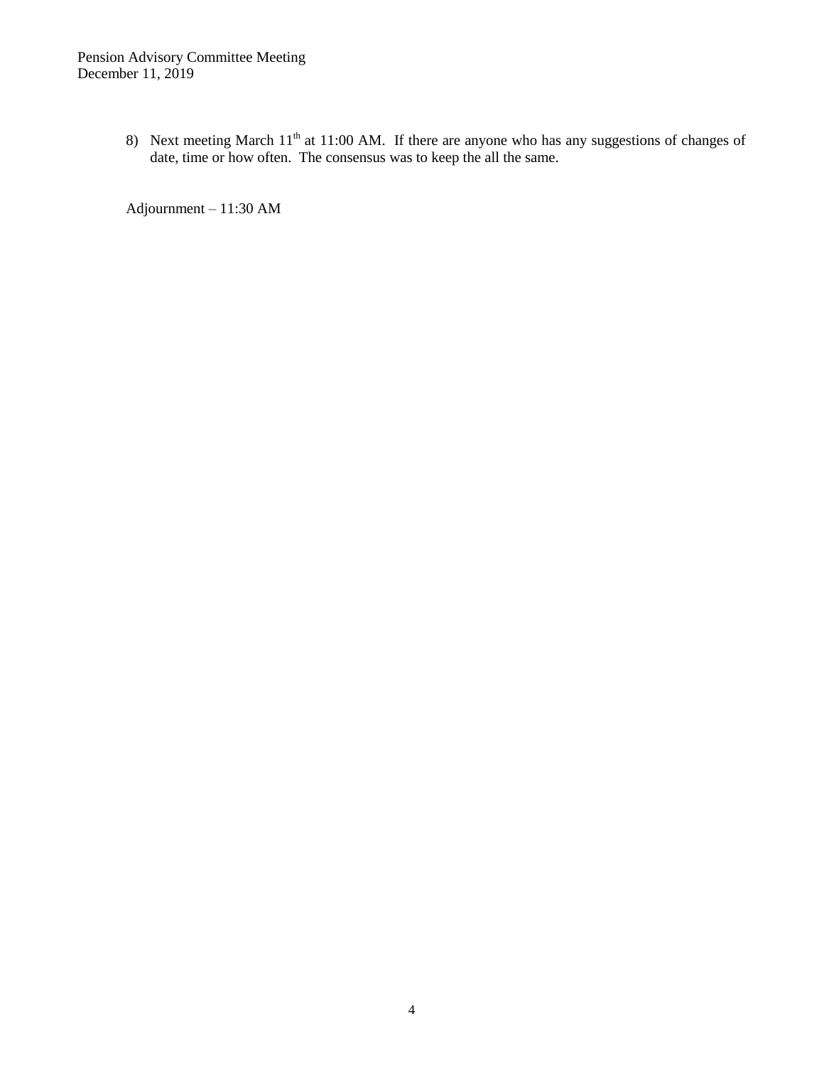8) Next meeting March 11th at 11:00 AM. If there are anyone who has any suggestions of changes of date, time or how often. The consensus was to keep the all the same.

Adjournment – 11:30 AM